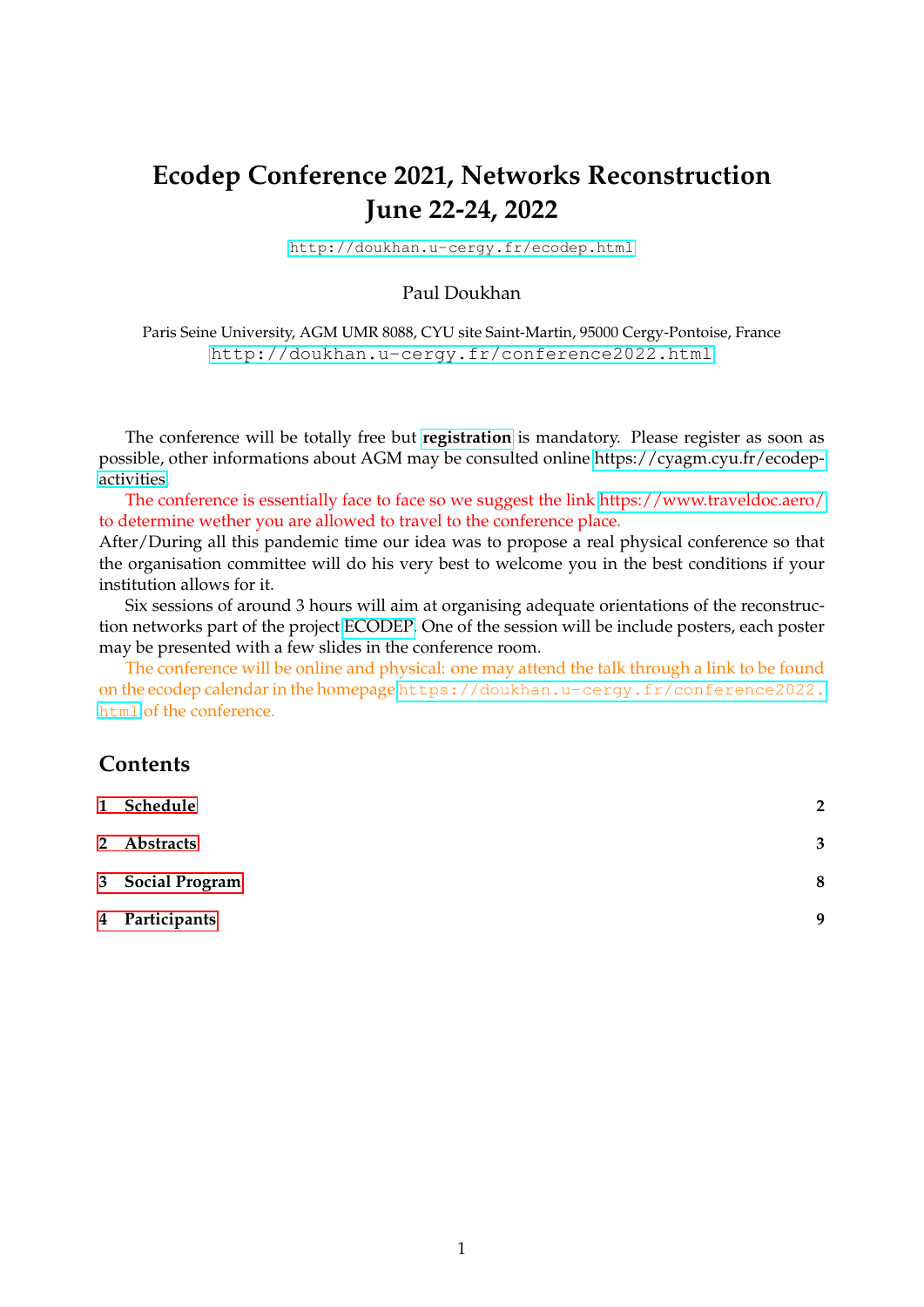# Ecodep Conference 2021, Networks Reconstruction June 22-24, 2022

http://doukhan.u-cergy.fr/ecodep.html

Paul Doukhan

Paris Seine University, AGM UMR 8088, CYU site Saint-Martin, 95000 Cergy-Pontoise, France
http://doukhan.u-cergy.fr/conference2022.html

The conference will be totally free but **registration** is mandatory. Please register as soon as possible, other informations about AGM may be consulted online https://cyagm.cyu.fr/ecodep-activities

The conference is essentially face to face so we suggest the link https://www.traveldoc.aero/ to determine wether you are allowed to travel to the conference place.

After/During all this pandemic time our idea was to propose a real physical conference so that the organisation committee will do his very best to welcome you in the best conditions if your institution allows for it.

Six sessions of around 3 hours will aim at organising adequate orientations of the reconstruction networks part of the project ECODEP. One of the session will be include posters, each poster may be presented with a few slides in the conference room.

The conference will be online and physical: one may attend the talk through a link to be found on the ecodep calendar in the homepage https://doukhan.u-cergy.fr/conference2022.html of the conference.

## Contents

1 Schedule ..... 2

2 Abstracts ..... 3

3 Social Program ..... 8

4 Participants ..... 9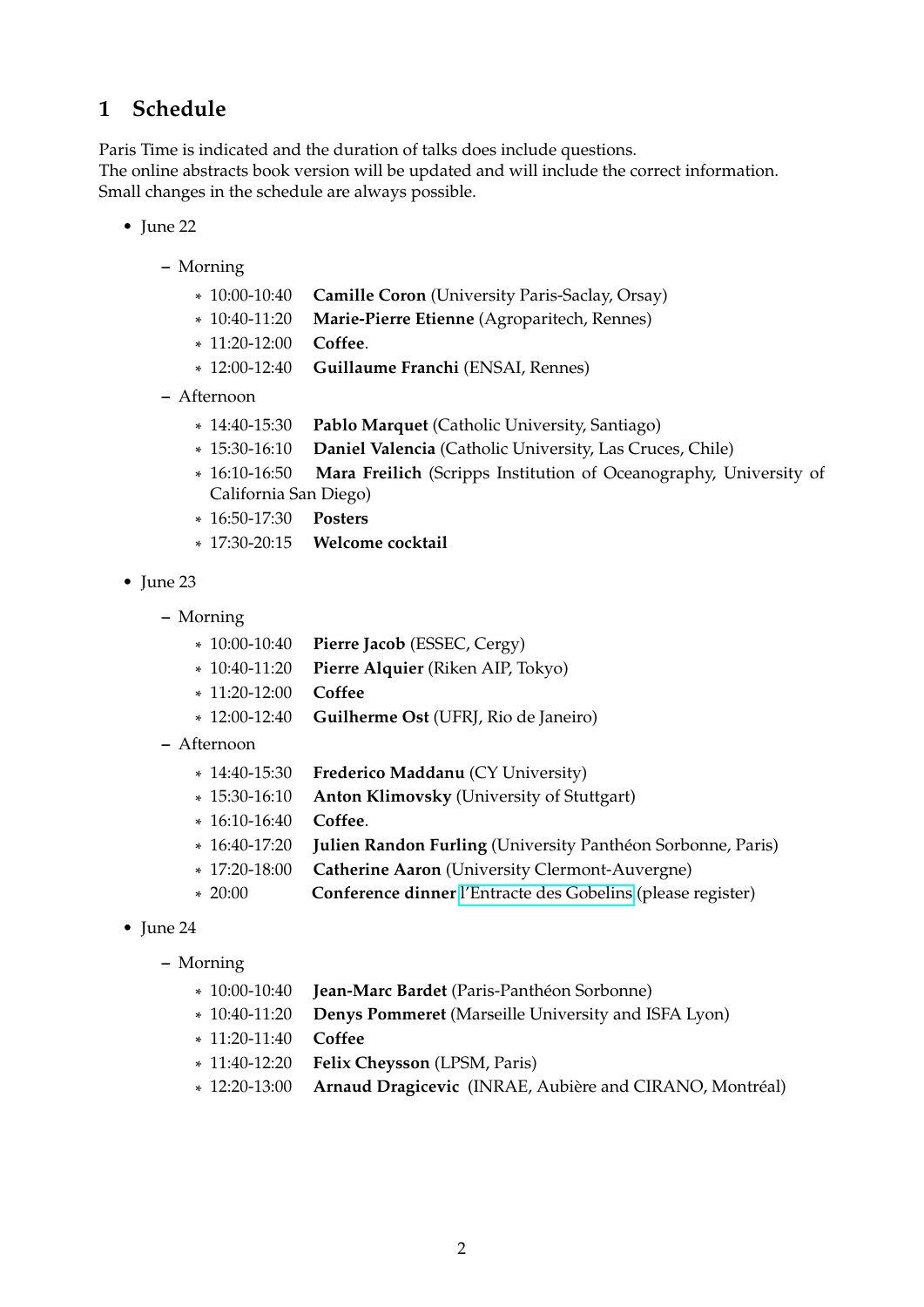# 1 Schedule

Paris Time is indicated and the duration of talks does include questions.
The online abstracts book version will be updated and will include the correct information.
Small changes in the schedule are always possible.

- June 22
  - Morning
    * 10:00-10:40 **Camille Coron** (University Paris-Saclay, Orsay)
    * 10:40-11:20 **Marie-Pierre Etienne** (Agroparitech, Rennes)
    * 11:20-12:00 **Coffee**.
    * 12:00-12:40 **Guillaume Franchi** (ENSAI, Rennes)
  - Afternoon
    * 14:40-15:30 **Pablo Marquet** (Catholic University, Santiago)
    * 15:30-16:10 **Daniel Valencia** (Catholic University, Las Cruces, Chile)
    * 16:10-16:50 **Mara Freilich** (Scripps Institution of Oceanography, University of California San Diego)
    * 16:50-17:30 **Posters**
    * 17:30-20:15 **Welcome cocktail**
- June 23
  - Morning
    * 10:00-10:40 **Pierre Jacob** (ESSEC, Cergy)
    * 10:40-11:20 **Pierre Alquier** (Riken AIP, Tokyo)
    * 11:20-12:00 **Coffee**
    * 12:00-12:40 **Guilherme Ost** (UFRJ, Rio de Janeiro)
  - Afternoon
    * 14:40-15:30 **Frederico Maddanu** (CY University)
    * 15:30-16:10 **Anton Klimovsky** (University of Stuttgart)
    * 16:10-16:40 **Coffee**.
    * 16:40-17:20 **Julien Randon Furling** (University Panthéon Sorbonne, Paris)
    * 17:20-18:00 **Catherine Aaron** (University Clermont-Auvergne)
    * 20:00 **Conference dinner** l'Entracte des Gobelins (please register)
- June 24
  - Morning
    * 10:00-10:40 **Jean-Marc Bardet** (Paris-Panthéon Sorbonne)
    * 10:40-11:20 **Denys Pommeret** (Marseille University and ISFA Lyon)
    * 11:20-11:40 **Coffee**
    * 11:40-12:20 **Felix Cheysson** (LPSM, Paris)
    * 12:20-13:00 **Arnaud Dragicevic** (INRAE, Aubière and CIRANO, Montréal)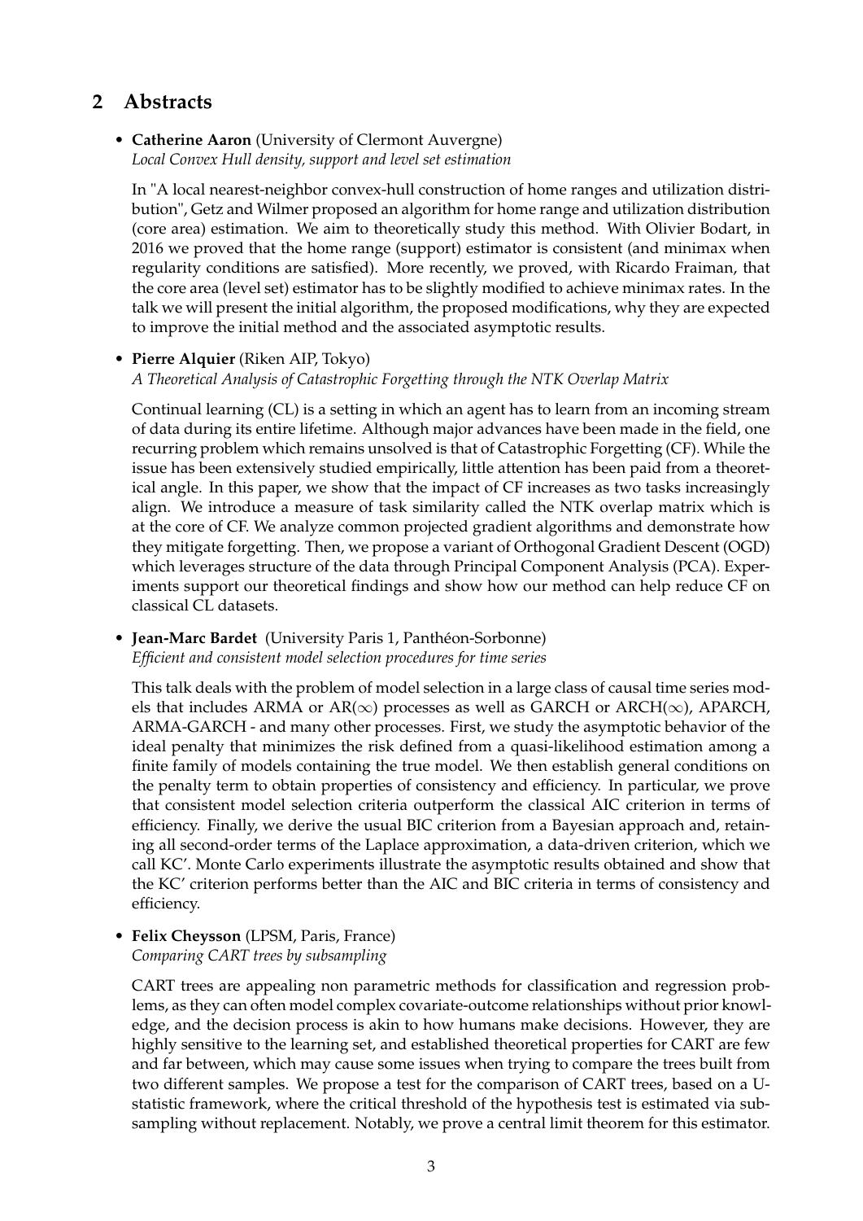## 2 Abstracts

- **Catherine Aaron** (University of Clermont Auvergne)
  *Local Convex Hull density, support and level set estimation*

  In "A local nearest-neighbor convex-hull construction of home ranges and utilization distribution", Getz and Wilmer proposed an algorithm for home range and utilization distribution (core area) estimation. We aim to theoretically study this method. With Olivier Bodart, in 2016 we proved that the home range (support) estimator is consistent (and minimax when regularity conditions are satisfied). More recently, we proved, with Ricardo Fraiman, that the core area (level set) estimator has to be slightly modified to achieve minimax rates. In the talk we will present the initial algorithm, the proposed modifications, why they are expected to improve the initial method and the associated asymptotic results.

- **Pierre Alquier** (Riken AIP, Tokyo)
  *A Theoretical Analysis of Catastrophic Forgetting through the NTK Overlap Matrix*

  Continual learning (CL) is a setting in which an agent has to learn from an incoming stream of data during its entire lifetime. Although major advances have been made in the field, one recurring problem which remains unsolved is that of Catastrophic Forgetting (CF). While the issue has been extensively studied empirically, little attention has been paid from a theoretical angle. In this paper, we show that the impact of CF increases as two tasks increasingly align. We introduce a measure of task similarity called the NTK overlap matrix which is at the core of CF. We analyze common projected gradient algorithms and demonstrate how they mitigate forgetting. Then, we propose a variant of Orthogonal Gradient Descent (OGD) which leverages structure of the data through Principal Component Analysis (PCA). Experiments support our theoretical findings and show how our method can help reduce CF on classical CL datasets.

- **Jean-Marc Bardet** (University Paris 1, Panthéon-Sorbonne)
  *Efficient and consistent model selection procedures for time series*

  This talk deals with the problem of model selection in a large class of causal time series models that includes ARMA or AR($\infty$) processes as well as GARCH or ARCH($\infty$), APARCH, ARMA-GARCH - and many other processes. First, we study the asymptotic behavior of the ideal penalty that minimizes the risk defined from a quasi-likelihood estimation among a finite family of models containing the true model. We then establish general conditions on the penalty term to obtain properties of consistency and efficiency. In particular, we prove that consistent model selection criteria outperform the classical AIC criterion in terms of efficiency. Finally, we derive the usual BIC criterion from a Bayesian approach and, retaining all second-order terms of the Laplace approximation, a data-driven criterion, which we call KC'. Monte Carlo experiments illustrate the asymptotic results obtained and show that the KC' criterion performs better than the AIC and BIC criteria in terms of consistency and efficiency.

- **Felix Cheysson** (LPSM, Paris, France)
  *Comparing CART trees by subsampling*

  CART trees are appealing non parametric methods for classification and regression problems, as they can often model complex covariate-outcome relationships without prior knowledge, and the decision process is akin to how humans make decisions. However, they are highly sensitive to the learning set, and established theoretical properties for CART are few and far between, which may cause some issues when trying to compare the trees built from two different samples. We propose a test for the comparison of CART trees, based on a U-statistic framework, where the critical threshold of the hypothesis test is estimated via subsampling without replacement. Notably, we prove a central limit theorem for this estimator.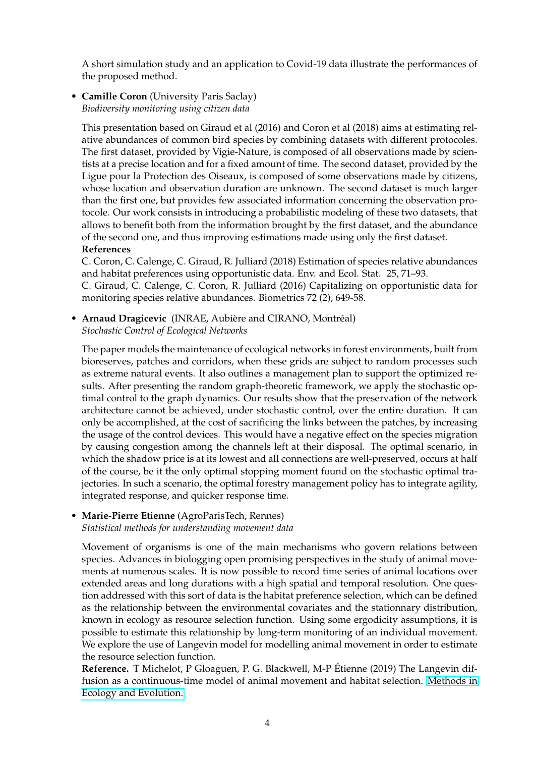A short simulation study and an application to Covid-19 data illustrate the performances of the proposed method.

- **Camille Coron** (University Paris Saclay)
  *Biodiversity monitoring using citizen data*

  This presentation based on Giraud et al (2016) and Coron et al (2018) aims at estimating relative abundances of common bird species by combining datasets with different protocoles. The first dataset, provided by Vigie-Nature, is composed of all observations made by scientists at a precise location and for a fixed amount of time. The second dataset, provided by the Ligue pour la Protection des Oiseaux, is composed of some observations made by citizens, whose location and observation duration are unknown. The second dataset is much larger than the first one, but provides few associated information concerning the observation protocole. Our work consists in introducing a probabilistic modeling of these two datasets, that allows to benefit both from the information brought by the first dataset, and the abundance of the second one, and thus improving estimations made using only the first dataset.
  **References**
  C. Coron, C. Calenge, C. Giraud, R. Julliard (2018) Estimation of species relative abundances and habitat preferences using opportunistic data. Env. and Ecol. Stat. 25, 71–93.
  C. Giraud, C. Calenge, C. Coron, R. Julliard (2016) Capitalizing on opportunistic data for monitoring species relative abundances. Biometrics 72 (2), 649-58.

- **Arnaud Dragicevic** (INRAE, Aubière and CIRANO, Montréal)
  *Stochastic Control of Ecological Networks*

  The paper models the maintenance of ecological networks in forest environments, built from bioreserves, patches and corridors, when these grids are subject to random processes such as extreme natural events. It also outlines a management plan to support the optimized results. After presenting the random graph-theoretic framework, we apply the stochastic optimal control to the graph dynamics. Our results show that the preservation of the network architecture cannot be achieved, under stochastic control, over the entire duration. It can only be accomplished, at the cost of sacrificing the links between the patches, by increasing the usage of the control devices. This would have a negative effect on the species migration by causing congestion among the channels left at their disposal. The optimal scenario, in which the shadow price is at its lowest and all connections are well-preserved, occurs at half of the course, be it the only optimal stopping moment found on the stochastic optimal trajectories. In such a scenario, the optimal forestry management policy has to integrate agility, integrated response, and quicker response time.

- **Marie-Pierre Etienne** (AgroParisTech, Rennes)
  *Statistical methods for understanding movement data*

  Movement of organisms is one of the main mechanisms who govern relations between species. Advances in biologging open promising perspectives in the study of animal movements at numerous scales. It is now possible to record time series of animal locations over extended areas and long durations with a high spatial and temporal resolution. One question addressed with this sort of data is the habitat preference selection, which can be defined as the relationship between the environmental covariates and the stationnary distribution, known in ecology as resource selection function. Using some ergodicity assumptions, it is possible to estimate this relationship by long-term monitoring of an individual movement. We explore the use of Langevin model for modelling animal movement in order to estimate the resource selection function.
  **Reference.** T Michelot, P Gloaguen, P. G. Blackwell, M-P Étienne (2019) The Langevin diffusion as a continuous-time model of animal movement and habitat selection. Methods in Ecology and Evolution.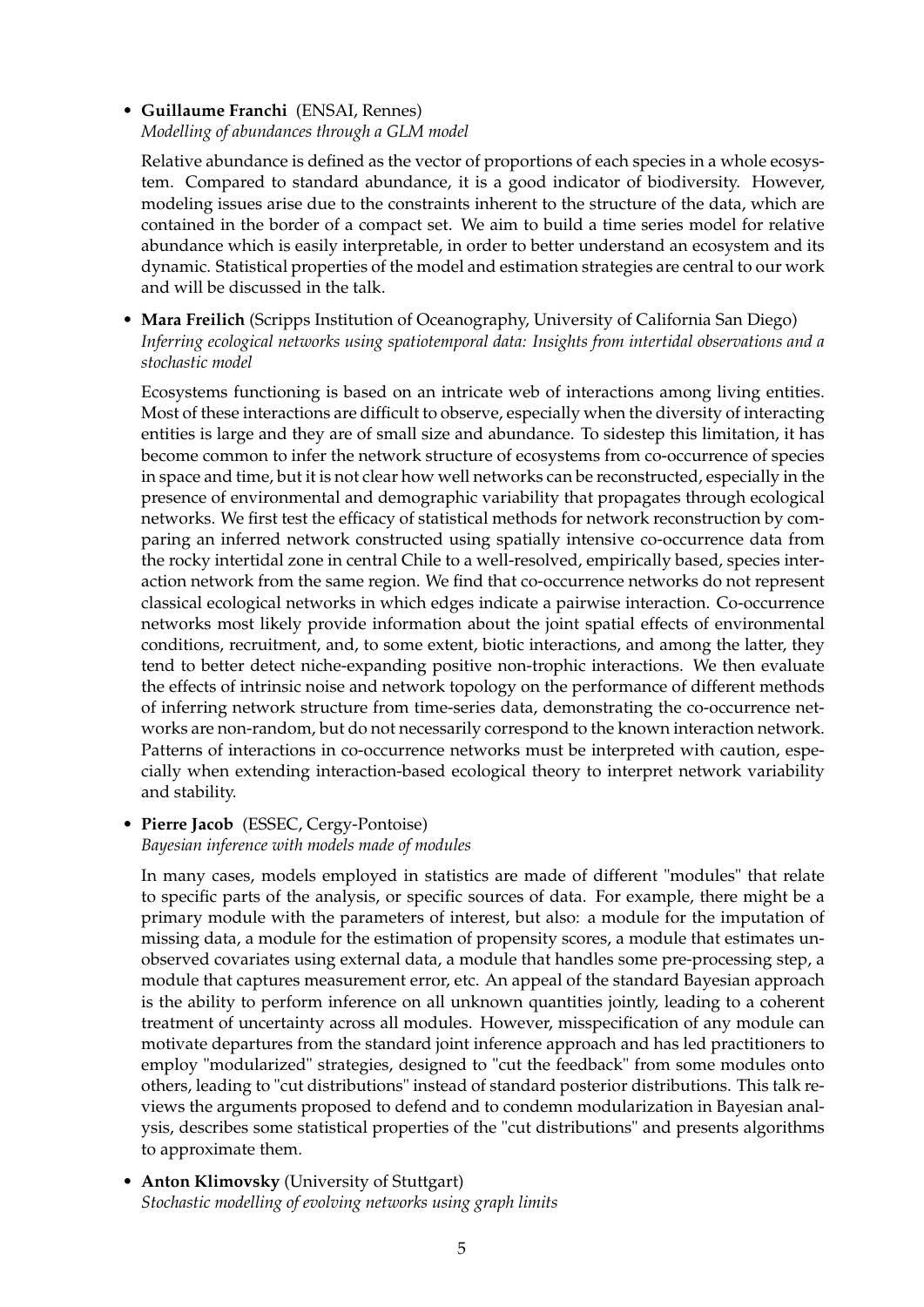- **Guillaume Franchi** (ENSAI, Rennes)
  *Modelling of abundances through a GLM model*

  Relative abundance is defined as the vector of proportions of each species in a whole ecosystem. Compared to standard abundance, it is a good indicator of biodiversity. However, modeling issues arise due to the constraints inherent to the structure of the data, which are contained in the border of a compact set. We aim to build a time series model for relative abundance which is easily interpretable, in order to better understand an ecosystem and its dynamic. Statistical properties of the model and estimation strategies are central to our work and will be discussed in the talk.

- **Mara Freilich** (Scripps Institution of Oceanography, University of California San Diego)
  *Inferring ecological networks using spatiotemporal data: Insights from intertidal observations and a stochastic model*

  Ecosystems functioning is based on an intricate web of interactions among living entities. Most of these interactions are difficult to observe, especially when the diversity of interacting entities is large and they are of small size and abundance. To sidestep this limitation, it has become common to infer the network structure of ecosystems from co-occurrence of species in space and time, but it is not clear how well networks can be reconstructed, especially in the presence of environmental and demographic variability that propagates through ecological networks. We first test the efficacy of statistical methods for network reconstruction by comparing an inferred network constructed using spatially intensive co-occurrence data from the rocky intertidal zone in central Chile to a well-resolved, empirically based, species interaction network from the same region. We find that co-occurrence networks do not represent classical ecological networks in which edges indicate a pairwise interaction. Co-occurrence networks most likely provide information about the joint spatial effects of environmental conditions, recruitment, and, to some extent, biotic interactions, and among the latter, they tend to better detect niche-expanding positive non-trophic interactions. We then evaluate the effects of intrinsic noise and network topology on the performance of different methods of inferring network structure from time-series data, demonstrating the co-occurrence networks are non-random, but do not necessarily correspond to the known interaction network. Patterns of interactions in co-occurrence networks must be interpreted with caution, especially when extending interaction-based ecological theory to interpret network variability and stability.

- **Pierre Jacob** (ESSEC, Cergy-Pontoise)
  *Bayesian inference with models made of modules*

  In many cases, models employed in statistics are made of different "modules" that relate to specific parts of the analysis, or specific sources of data. For example, there might be a primary module with the parameters of interest, but also: a module for the imputation of missing data, a module for the estimation of propensity scores, a module that estimates unobserved covariates using external data, a module that handles some pre-processing step, a module that captures measurement error, etc. An appeal of the standard Bayesian approach is the ability to perform inference on all unknown quantities jointly, leading to a coherent treatment of uncertainty across all modules. However, misspecification of any module can motivate departures from the standard joint inference approach and has led practitioners to employ "modularized" strategies, designed to "cut the feedback" from some modules onto others, leading to "cut distributions" instead of standard posterior distributions. This talk reviews the arguments proposed to defend and to condemn modularization in Bayesian analysis, describes some statistical properties of the "cut distributions" and presents algorithms to approximate them.

- **Anton Klimovsky** (University of Stuttgart)
  *Stochastic modelling of evolving networks using graph limits*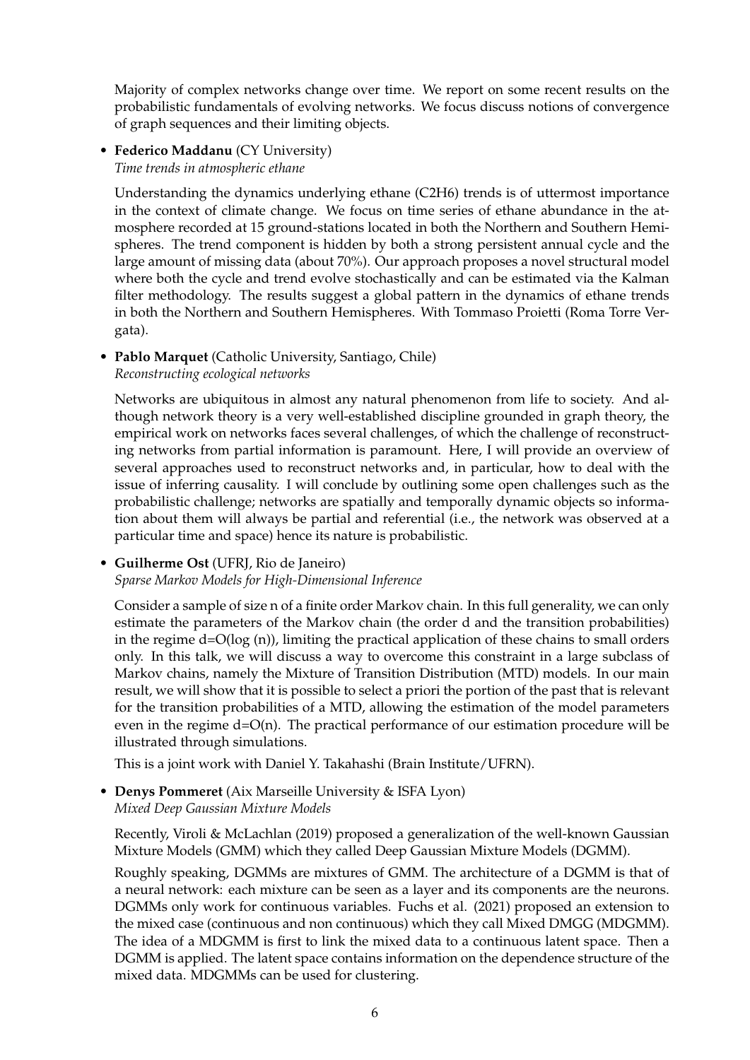Majority of complex networks change over time. We report on some recent results on the probabilistic fundamentals of evolving networks. We focus discuss notions of convergence of graph sequences and their limiting objects.

- **Federico Maddanu** (CY University)
  *Time trends in atmospheric ethane*

  Understanding the dynamics underlying ethane ($C2H6$) trends is of uttermost importance in the context of climate change. We focus on time series of ethane abundance in the atmosphere recorded at 15 ground-stations located in both the Northern and Southern Hemispheres. The trend component is hidden by both a strong persistent annual cycle and the large amount of missing data (about 70%). Our approach proposes a novel structural model where both the cycle and trend evolve stochastically and can be estimated via the Kalman filter methodology. The results suggest a global pattern in the dynamics of ethane trends in both the Northern and Southern Hemispheres. With Tommaso Proietti (Roma Torre Vergata).

- **Pablo Marquet** (Catholic University, Santiago, Chile)
  *Reconstructing ecological networks*

  Networks are ubiquitous in almost any natural phenomenon from life to society. And although network theory is a very well-established discipline grounded in graph theory, the empirical work on networks faces several challenges, of which the challenge of reconstructing networks from partial information is paramount. Here, I will provide an overview of several approaches used to reconstruct networks and, in particular, how to deal with the issue of inferring causality. I will conclude by outlining some open challenges such as the probabilistic challenge; networks are spatially and temporally dynamic objects so information about them will always be partial and referential (i.e., the network was observed at a particular time and space) hence its nature is probabilistic.

- **Guilherme Ost** (UFRJ, Rio de Janeiro)
  *Sparse Markov Models for High-Dimensional Inference*

  Consider a sample of size n of a finite order Markov chain. In this full generality, we can only estimate the parameters of the Markov chain (the order d and the transition probabilities) in the regime $d=O(\log(n))$, limiting the practical application of these chains to small orders only. In this talk, we will discuss a way to overcome this constraint in a large subclass of Markov chains, namely the Mixture of Transition Distribution (MTD) models. In our main result, we will show that it is possible to select a priori the portion of the past that is relevant for the transition probabilities of a MTD, allowing the estimation of the model parameters even in the regime $d=O(n)$. The practical performance of our estimation procedure will be illustrated through simulations.

  This is a joint work with Daniel Y. Takahashi (Brain Institute/UFRN).

- **Denys Pommeret** (Aix Marseille University & ISFA Lyon)
  *Mixed Deep Gaussian Mixture Models*

  Recently, Viroli & McLachlan (2019) proposed a generalization of the well-known Gaussian Mixture Models (GMM) which they called Deep Gaussian Mixture Models (DGMM).

  Roughly speaking, DGMMs are mixtures of GMM. The architecture of a DGMM is that of a neural network: each mixture can be seen as a layer and its components are the neurons. DGMMs only work for continuous variables. Fuchs et al. (2021) proposed an extension to the mixed case (continuous and non continuous) which they call Mixed DMGG (MDGMM). The idea of a MDGMM is first to link the mixed data to a continuous latent space. Then a DGMM is applied. The latent space contains information on the dependence structure of the mixed data. MDGMMs can be used for clustering.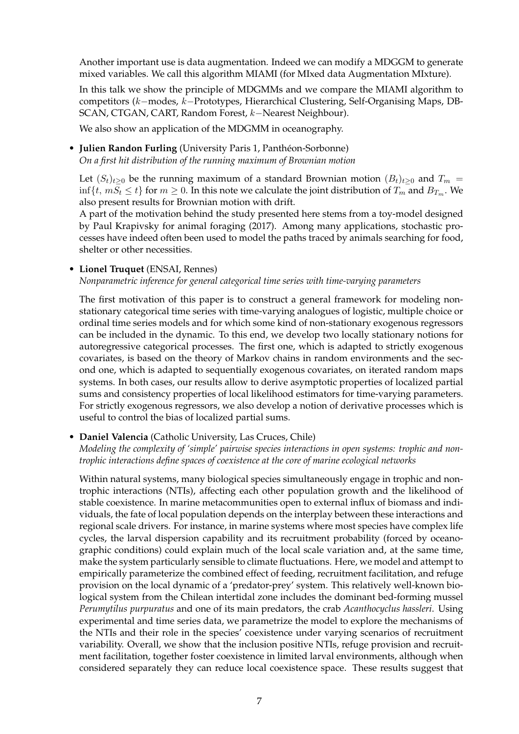Another important use is data augmentation. Indeed we can modify a MDGGM to generate mixed variables. We call this algorithm MIAMI (for MIxed data Augmentation MIxture).

In this talk we show the principle of MDGMMs and we compare the MIAMI algorithm to competitors ($k-$modes, $k-$Prototypes, Hierarchical Clustering, Self-Organising Maps, DBSCAN, CTGAN, CART, Random Forest, $k-$Nearest Neighbour).

We also show an application of the MDGMM in oceanography.

- **Julien Randon Furling** (University Paris 1, Panthéon-Sorbonne)
  *On a first hit distribution of the running maximum of Brownian motion*

  Let $(S_t)_{t\geq 0}$ be the running maximum of a standard Brownian motion $(B_t)_{t\geq 0}$ and $T_m = \inf\{t,\ mS_t \leq t\}$ for $m \geq 0$. In this note we calculate the joint distribution of $T_m$ and $B_{T_m}$. We also present results for Brownian motion with drift.
  A part of the motivation behind the study presented here stems from a toy-model designed by Paul Krapivsky for animal foraging (2017). Among many applications, stochastic processes have indeed often been used to model the paths traced by animals searching for food, shelter or other necessities.

- **Lionel Truquet** (ENSAI, Rennes)
  *Nonparametric inference for general categorical time series with time-varying parameters*

  The first motivation of this paper is to construct a general framework for modeling non-stationary categorical time series with time-varying analogues of logistic, multiple choice or ordinal time series models and for which some kind of non-stationary exogenous regressors can be included in the dynamic. To this end, we develop two locally stationary notions for autoregressive categorical processes. The first one, which is adapted to strictly exogenous covariates, is based on the theory of Markov chains in random environments and the second one, which is adapted to sequentially exogenous covariates, on iterated random maps systems. In both cases, our results allow to derive asymptotic properties of localized partial sums and consistency properties of local likelihood estimators for time-varying parameters. For strictly exogenous regressors, we also develop a notion of derivative processes which is useful to control the bias of localized partial sums.

- **Daniel Valencia** (Catholic University, Las Cruces, Chile)
  *Modeling the complexity of 'simple' pairwise species interactions in open systems: trophic and non-trophic interactions define spaces of coexistence at the core of marine ecological networks*

  Within natural systems, many biological species simultaneously engage in trophic and non-trophic interactions (NTIs), affecting each other population growth and the likelihood of stable coexistence. In marine metacommunities open to external influx of biomass and individuals, the fate of local population depends on the interplay between these interactions and regional scale drivers. For instance, in marine systems where most species have complex life cycles, the larval dispersion capability and its recruitment probability (forced by oceanographic conditions) could explain much of the local scale variation and, at the same time, make the system particularly sensible to climate fluctuations. Here, we model and attempt to empirically parameterize the combined effect of feeding, recruitment facilitation, and refuge provision on the local dynamic of a 'predator-prey' system. This relatively well-known biological system from the Chilean intertidal zone includes the dominant bed-forming mussel *Perumytilus purpuratus* and one of its main predators, the crab *Acanthocyclus hassleri*. Using experimental and time series data, we parametrize the model to explore the mechanisms of the NTIs and their role in the species' coexistence under varying scenarios of recruitment variability. Overall, we show that the inclusion positive NTIs, refuge provision and recruitment facilitation, together foster coexistence in limited larval environments, although when considered separately they can reduce local coexistence space. These results suggest that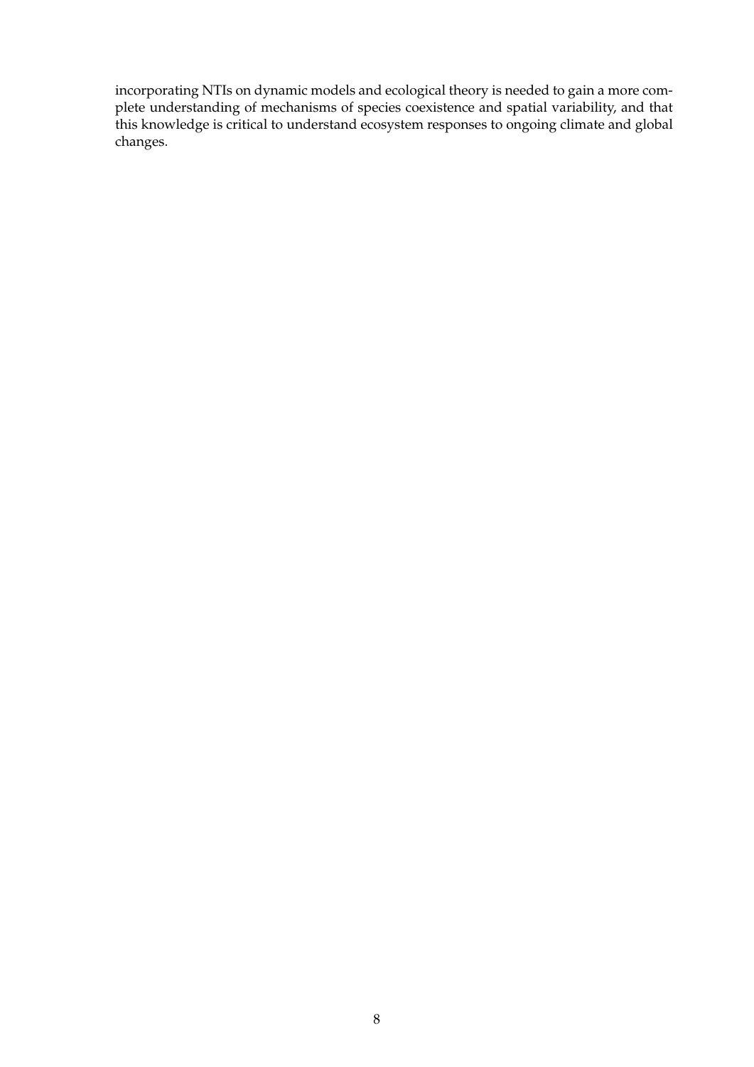incorporating NTIs on dynamic models and ecological theory is needed to gain a more complete understanding of mechanisms of species coexistence and spatial variability, and that this knowledge is critical to understand ecosystem responses to ongoing climate and global changes.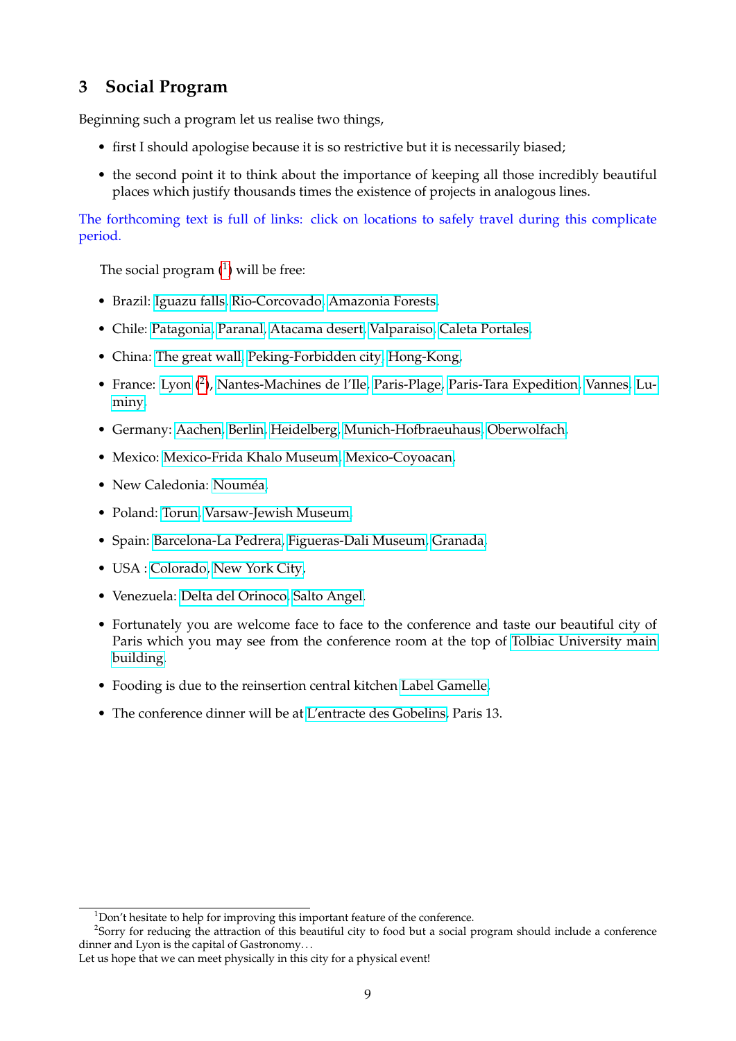## 3 Social Program

Beginning such a program let us realise two things,

- first I should apologise because it is so restrictive but it is necessarily biased;
- the second point it to think about the importance of keeping all those incredibly beautiful places which justify thousands times the existence of projects in analogous lines.

The forthcoming text is full of links: click on locations to safely travel during this complicate period.

The social program ([1]) will be free:

- Brazil: Iguazu falls, Rio-Corcovado, Amazonia Forests.
- Chile: Patagonia, Paranal, Atacama desert, Valparaiso, Caleta Portales.
- China: The great wall, Peking-Forbidden city, Hong-Kong,
- France: Lyon ([2]), Nantes-Machines de l'Ile, Paris-Plage, Paris-Tara Expedition, Vannes, Luminy.
- Germany: Aachen, Berlin, Heidelberg, Munich-Hofbraeuhaus, Oberwolfach.
- Mexico: Mexico-Frida Khalo Museum, Mexico-Coyoacan.
- New Caledonia: Nouméa.
- Poland: Torun, Varsaw-Jewish Museum.
- Spain: Barcelona-La Pedrera, Figueras-Dali Museum, Granada.
- USA : Colorado, New York City,
- Venezuela: Delta del Orinoco, Salto Angel.
- Fortunately you are welcome face to face to the conference and taste our beautiful city of Paris which you may see from the conference room at the top of Tolbiac University main building.
- Fooding is due to the reinsertion central kitchen Label Gamelle.
- The conference dinner will be at L'entracte des Gobelins, Paris 13.

---

[1] Don't hesitate to help for improving this important feature of the conference.

[2] Sorry for reducing the attraction of this beautiful city to food but a social program should include a conference dinner and Lyon is the capital of Gastronomy...
Let us hope that we can meet physically in this city for a physical event!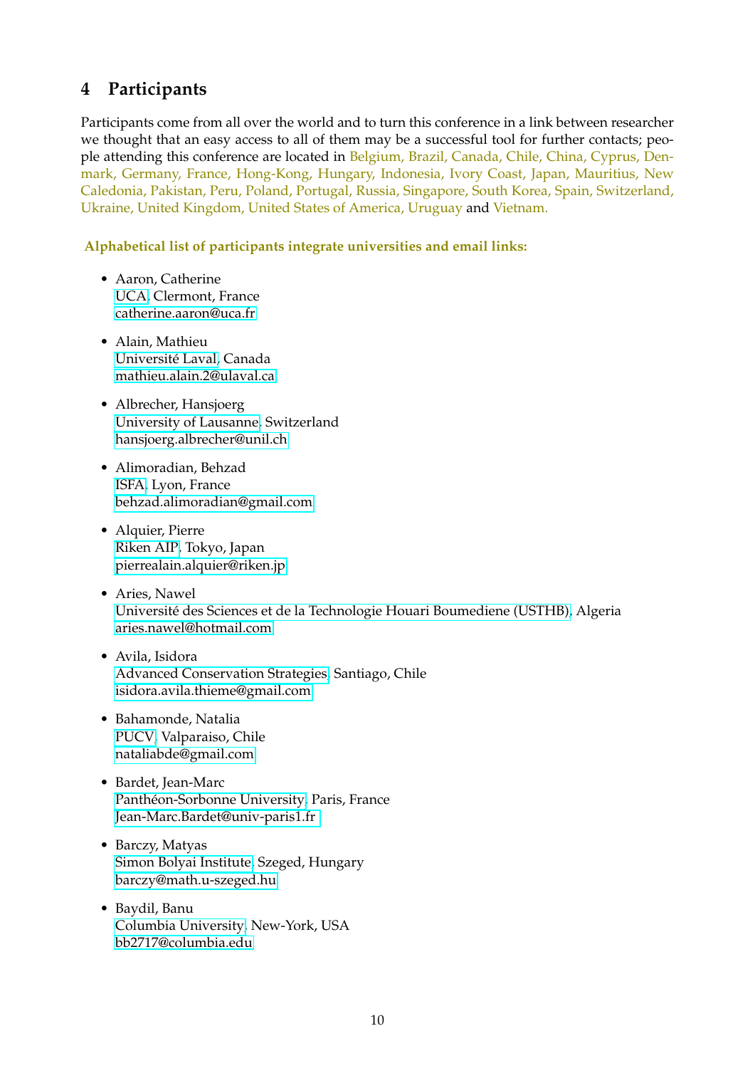## 4 Participants

Participants come from all over the world and to turn this conference in a link between researcher we thought that an easy access to all of them may be a successful tool for further contacts; people attending this conference are located in Belgium, Brazil, Canada, Chile, China, Cyprus, Denmark, Germany, France, Hong-Kong, Hungary, Indonesia, Ivory Coast, Japan, Mauritius, New Caledonia, Pakistan, Peru, Poland, Portugal, Russia, Singapore, South Korea, Spain, Switzerland, Ukraine, United Kingdom, United States of America, Uruguay and Vietnam.

**Alphabetical list of participants integrate universities and email links:**

- Aaron, Catherine
  UCA, Clermont, France
  catherine.aaron@uca.fr

- Alain, Mathieu
  Université Laval, Canada
  mathieu.alain.2@ulaval.ca

- Albrecher, Hansjoerg
  University of Lausanne, Switzerland
  hansjoerg.albrecher@unil.ch

- Alimoradian, Behzad
  ISFA, Lyon, France
  behzad.alimoradian@gmail.com

- Alquier, Pierre
  Riken AIP, Tokyo, Japan
  pierrealain.alquier@riken.jp

- Aries, Nawel
  Université des Sciences et de la Technologie Houari Boumediene (USTHB), Algeria
  aries.nawel@hotmail.com

- Avila, Isidora
  Advanced Conservation Strategies, Santiago, Chile
  isidora.avila.thieme@gmail.com

- Bahamonde, Natalia
  PUCV, Valparaiso, Chile
  nataliabde@gmail.com

- Bardet, Jean-Marc
  Panthéon-Sorbonne University, Paris, France
  Jean-Marc.Bardet@univ-paris1.fr

- Barczy, Matyas
  Simon Bolyai Institute, Szeged, Hungary
  barczy@math.u-szeged.hu

- Baydil, Banu
  Columbia University, New-York, USA
  bb2717@columbia.edu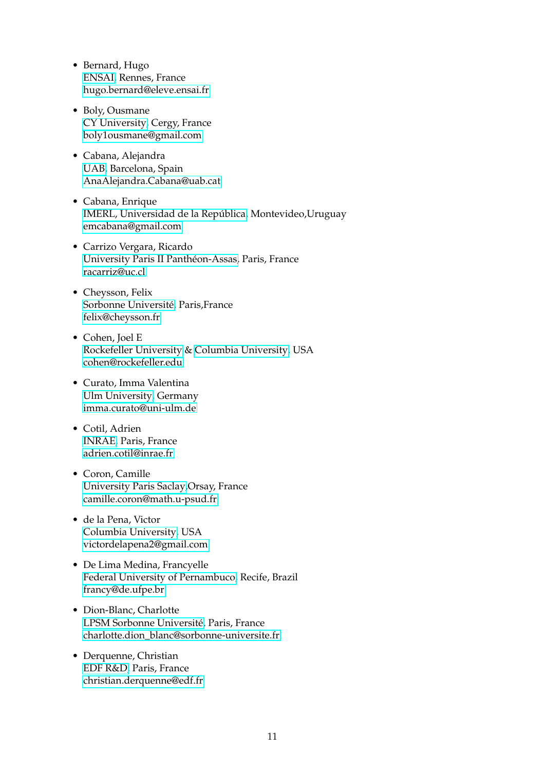- Bernard, Hugo
  ENSAI, Rennes, France
  hugo.bernard@eleve.ensai.fr

- Boly, Ousmane
  CY University, Cergy, France
  boly1ousmane@gmail.com

- Cabana, Alejandra
  UAB, Barcelona, Spain
  AnaAlejandra.Cabana@uab.cat

- Cabana, Enrique
  IMERL, Universidad de la República, Montevideo,Uruguay
  emcabana@gmail.com

- Carrizo Vergara, Ricardo
  University Paris II Panthéon-Assas, Paris, France
  racarriz@uc.cl

- Cheysson, Felix
  Sorbonne Université, Paris,France
  felix@cheysson.fr

- Cohen, Joel E
  Rockefeller University & Columbia University, USA
  cohen@rockefeller.edu

- Curato, Imma Valentina
  Ulm University, Germany
  imma.curato@uni-ulm.de

- Cotil, Adrien
  INRAE, Paris, France
  adrien.cotil@inrae.fr

- Coron, Camille
  University Paris Saclay,Orsay, France
  camille.coron@math.u-psud.fr

- de la Pena, Victor
  Columbia University, USA
  victordelapena2@gmail.com

- De Lima Medina, Francyelle
  Federal University of Pernambuco, Recife, Brazil
  francy@de.ufpe.br

- Dion-Blanc, Charlotte
  LPSM Sorbonne Université, Paris, France
  charlotte.dion_blanc@sorbonne-universite.fr

- Derquenne, Christian
  EDF R&D, Paris, France
  christian.derquenne@edf.fr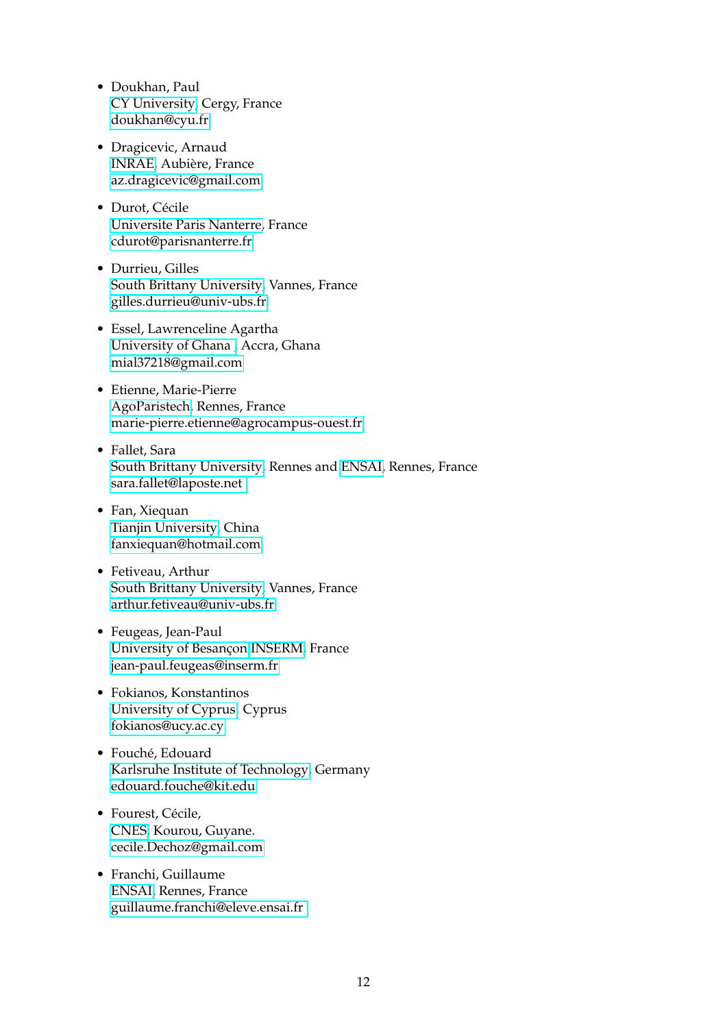- Doukhan, Paul
  CY University, Cergy, France
  doukhan@cyu.fr

- Dragicevic, Arnaud
  INRAE, Aubière, France
  az.dragicevic@gmail.com

- Durot, Cécile
  Universite Paris Nanterre, France
  cdurot@parisnanterre.fr

- Durrieu, Gilles
  South Brittany University, Vannes, France
  gilles.durrieu@univ-ubs.fr

- Essel, Lawrenceline Agartha
  University of Ghana , Accra, Ghana
  mial37218@gmail.com

- Etienne, Marie-Pierre
  AgoParistech, Rennes, France
  marie-pierre.etienne@agrocampus-ouest.fr

- Fallet, Sara
  South Brittany University, Rennes and ENSAI, Rennes, France
  sara.fallet@laposte.net

- Fan, Xiequan
  Tianjin University, China
  fanxiequan@hotmail.com

- Fetiveau, Arthur
  South Brittany University, Vannes, France
  arthur.fetiveau@univ-ubs.fr

- Feugeas, Jean-Paul
  University of Besançon INSERM, France
  jean-paul.feugeas@inserm.fr

- Fokianos, Konstantinos
  University of Cyprus, Cyprus
  fokianos@ucy.ac.cy

- Fouché, Edouard
  Karlsruhe Institute of Technology, Germany
  edouard.fouche@kit.edu

- Fourest, Cécile,
  CNES, Kourou, Guyane.
  cecile.Dechoz@gmail.com

- Franchi, Guillaume
  ENSAI, Rennes, France
  guillaume.franchi@eleve.ensai.fr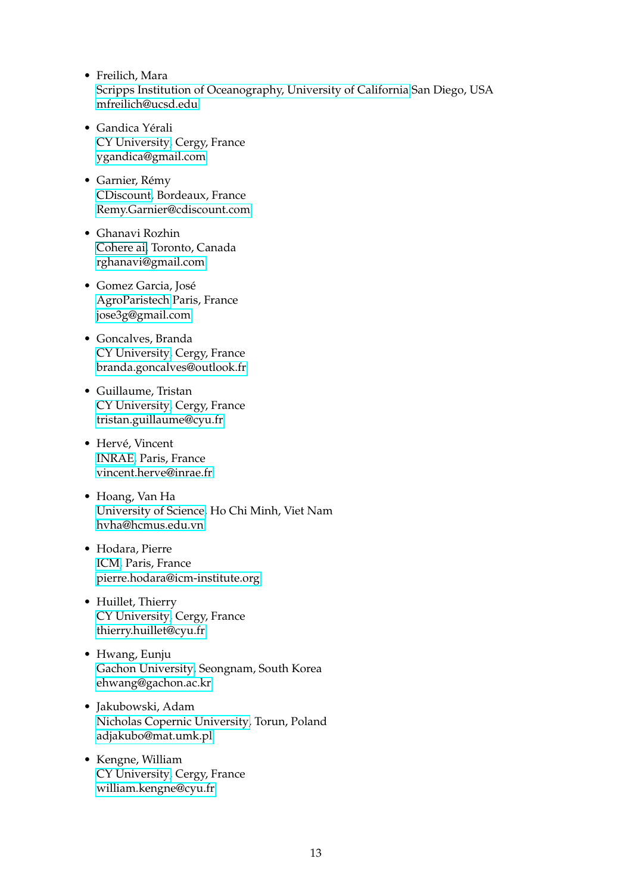- Freilich, Mara
  Scripps Institution of Oceanography, University of California San Diego, USA
  mfreilich@ucsd.edu

- Gandica Yérali
  CY University, Cergy, France
  ygandica@gmail.com

- Garnier, Rémy
  CDiscount, Bordeaux, France
  Remy.Garnier@cdiscount.com

- Ghanavi Rozhin
  Cohere ai, Toronto, Canada
  rghanavi@gmail.com

- Gomez Garcia, José
  AgroParistech Paris, France
  jose3g@gmail.com

- Goncalves, Branda
  CY University, Cergy, France
  branda.goncalves@outlook.fr

- Guillaume, Tristan
  CY University, Cergy, France
  tristan.guillaume@cyu.fr

- Hervé, Vincent
  INRAE, Paris, France
  vincent.herve@inrae.fr

- Hoang, Van Ha
  University of Science, Ho Chi Minh, Viet Nam
  hvha@hcmus.edu.vn

- Hodara, Pierre
  ICM, Paris, France
  pierre.hodara@icm-institute.org

- Huillet, Thierry
  CY University, Cergy, France
  thierry.huillet@cyu.fr

- Hwang, Eunju
  Gachon University, Seongnam, South Korea
  ehwang@gachon.ac.kr

- Jakubowski, Adam
  Nicholas Copernic University, Torun, Poland
  adjakubo@mat.umk.pl

- Kengne, William
  CY University, Cergy, France
  william.kengne@cyu.fr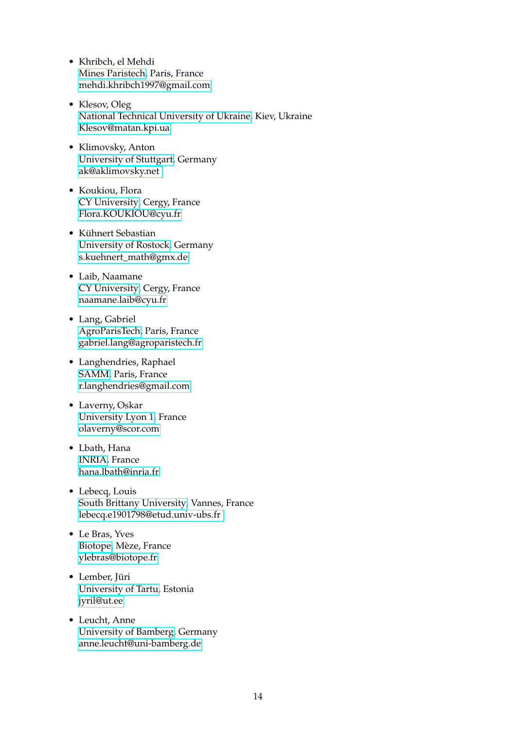- Khribch, el Mehdi
  Mines Paristech, Paris, France
  mehdi.khribch1997@gmail.com

- Klesov, Oleg
  National Technical University of Ukraine, Kiev, Ukraine
  Klesov@matan.kpi.ua

- Klimovsky, Anton
  University of Stuttgart, Germany
  ak@aklimovsky.net

- Koukiou, Flora
  CY University, Cergy, France
  Flora.KOUKIOU@cyu.fr

- Kühnert Sebastian
  University of Rostock, Germany
  s.kuehnert_math@gmx.de

- Laib, Naamane
  CY University, Cergy, France
  naamane.laib@cyu.fr

- Lang, Gabriel
  AgroParisTech, Paris, France
  gabriel.lang@agroparistech.fr

- Langhendries, Raphael
  SAMM, Paris, France
  r.langhendries@gmail.com

- Laverny, Oskar
  University Lyon 1, France
  olaverny@scor.com

- Lbath, Hana
  INRIA, France
  hana.lbath@inria.fr

- Lebecq, Louis
  South Brittany University, Vannes, France
  lebecq.e1901798@etud.univ-ubs.fr

- Le Bras, Yves
  Biotope, Mèze, France
  ylebras@biotope.fr

- Lember, Jüri
  University of Tartu, Estonia
  jyril@ut.ee

- Leucht, Anne
  University of Bamberg, Germany
  anne.leucht@uni-bamberg.de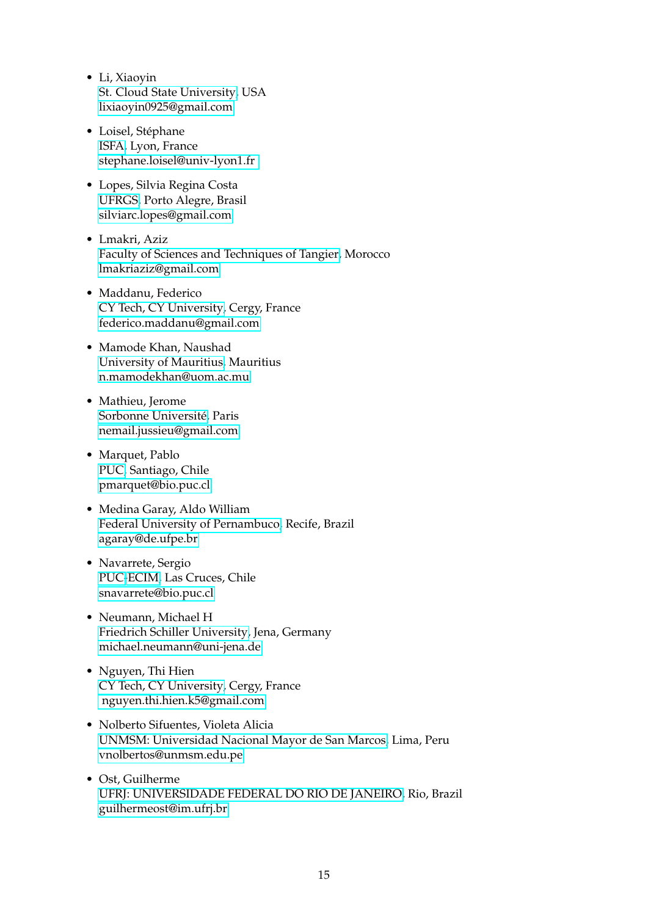- Li, Xiaoyin
  St. Cloud State University, USA
  lixiaoyin0925@gmail.com

- Loisel, Stéphane
  ISFA, Lyon, France
  stephane.loisel@univ-lyon1.fr

- Lopes, Silvia Regina Costa
  UFRGS, Porto Alegre, Brasil
  silviarc.lopes@gmail.com

- Lmakri, Aziz
  Faculty of Sciences and Techniques of Tangier, Morocco
  lmakriaziz@gmail.com

- Maddanu, Federico
  CY Tech, CY University, Cergy, France
  federico.maddanu@gmail.com

- Mamode Khan, Naushad
  University of Mauritius, Mauritius
  n.mamodekhan@uom.ac.mu

- Mathieu, Jerome
  Sorbonne Université, Paris
  nemail.jussieu@gmail.com

- Marquet, Pablo
  PUC, Santiago, Chile
  pmarquet@bio.puc.cl

- Medina Garay, Aldo William
  Federal University of Pernambuco, Recife, Brazil
  agaray@de.ufpe.br

- Navarrete, Sergio
  PUC-ECIM, Las Cruces, Chile
  snavarrete@bio.puc.cl

- Neumann, Michael H
  Friedrich Schiller University, Jena, Germany
  michael.neumann@uni-jena.de

- Nguyen, Thi Hien
  CY Tech, CY University, Cergy, France
  nguyen.thi.hien.k5@gmail.com

- Nolberto Sifuentes, Violeta Alicia
  UNMSM: Universidad Nacional Mayor de San Marcos, Lima, Peru
  vnolbertos@unmsm.edu.pe

- Ost, Guilherme
  UFRJ: UNIVERSIDADE FEDERAL DO RIO DE JANEIRO, Rio, Brazil
  guilhermeost@im.ufrj.br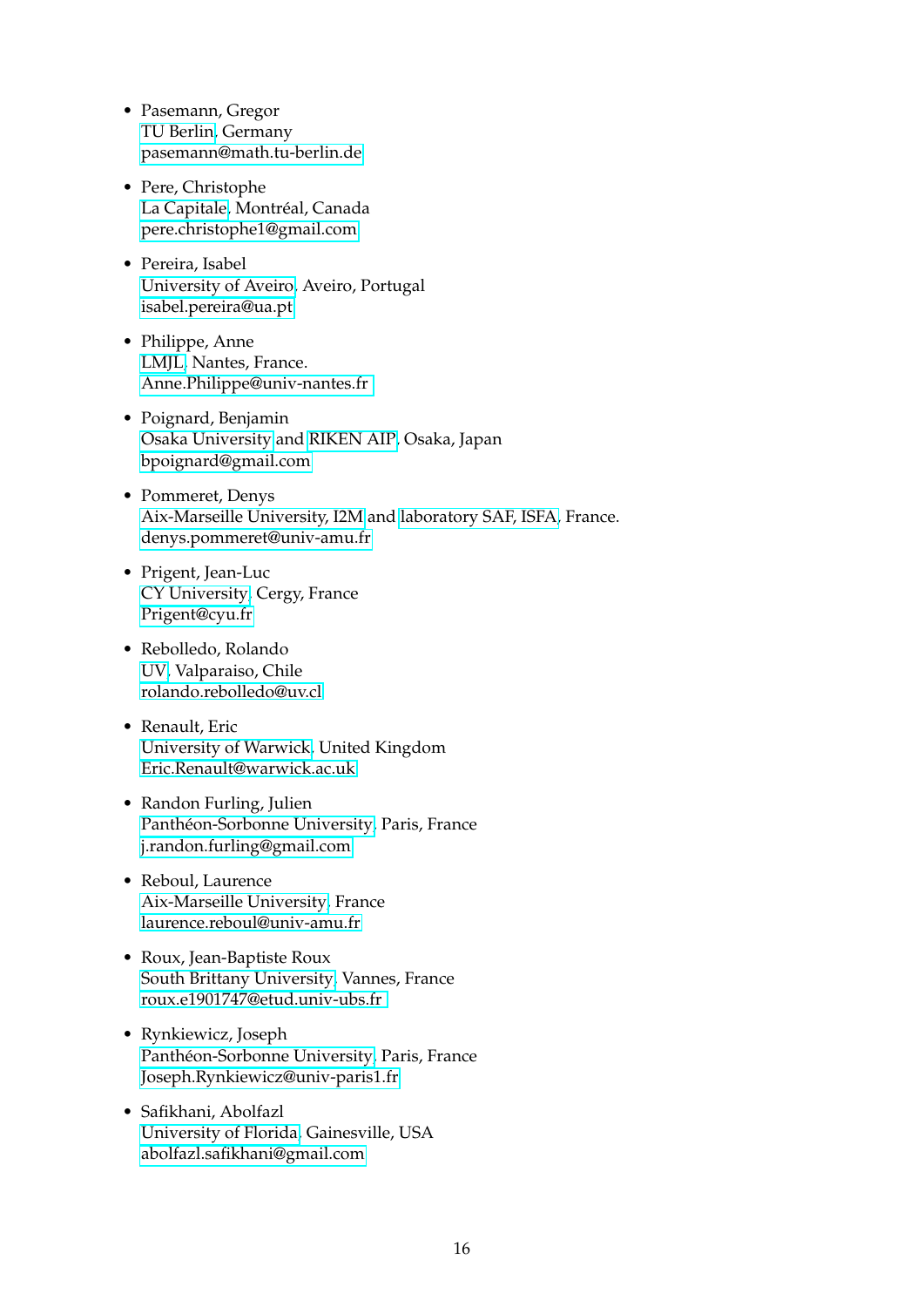- Pasemann, Gregor
  TU Berlin, Germany
  pasemann@math.tu-berlin.de

- Pere, Christophe
  La Capitale, Montréal, Canada
  pere.christophe1@gmail.com

- Pereira, Isabel
  University of Aveiro, Aveiro, Portugal
  isabel.pereira@ua.pt

- Philippe, Anne
  LMJL, Nantes, France.
  Anne.Philippe@univ-nantes.fr

- Poignard, Benjamin
  Osaka University and RIKEN AIP, Osaka, Japan
  bpoignard@gmail.com

- Pommeret, Denys
  Aix-Marseille University, I2M and laboratory SAF, ISFA, France.
  denys.pommeret@univ-amu.fr

- Prigent, Jean-Luc
  CY University, Cergy, France
  Prigent@cyu.fr

- Rebolledo, Rolando
  UV, Valparaiso, Chile
  rolando.rebolledo@uv.cl

- Renault, Eric
  University of Warwick, United Kingdom
  Eric.Renault@warwick.ac.uk

- Randon Furling, Julien
  Panthéon-Sorbonne University, Paris, France
  j.randon.furling@gmail.com

- Reboul, Laurence
  Aix-Marseille University, France
  laurence.reboul@univ-amu.fr

- Roux, Jean-Baptiste Roux
  South Brittany University, Vannes, France
  roux.e1901747@etud.univ-ubs.fr

- Rynkiewicz, Joseph
  Panthéon-Sorbonne University, Paris, France
  Joseph.Rynkiewicz@univ-paris1.fr

- Safikhani, Abolfazl
  University of Florida, Gainesville, USA
  abolfazl.safikhani@gmail.com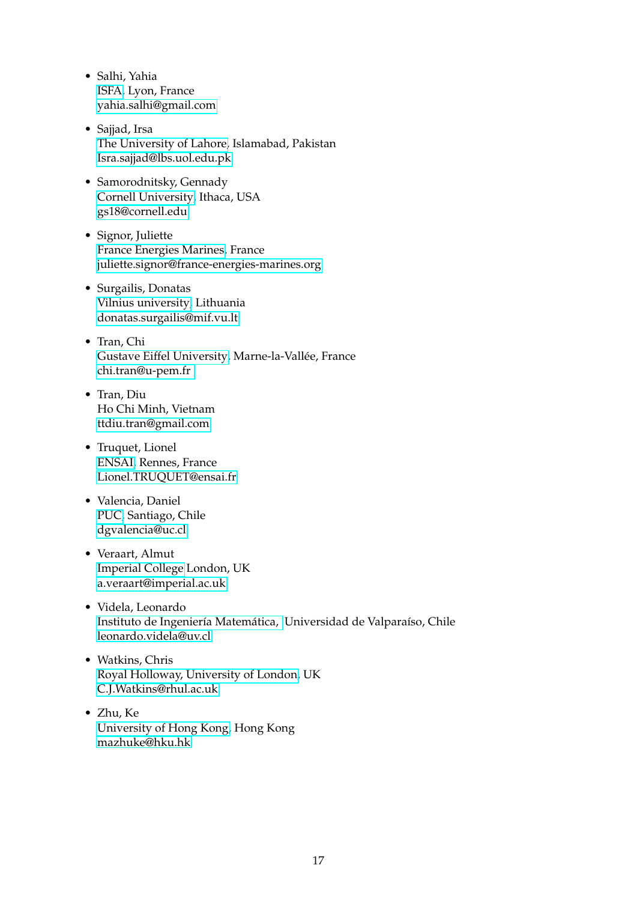- Salhi, Yahia
  ISFA, Lyon, France
  yahia.salhi@gmail.com

- Sajjad, Irsa
  The University of Lahore, Islamabad, Pakistan
  Isra.sajjad@lbs.uol.edu.pk

- Samorodnitsky, Gennady
  Cornell University, Ithaca, USA
  gs18@cornell.edu

- Signor, Juliette
  France Energies Marines, France
  juliette.signor@france-energies-marines.org

- Surgailis, Donatas
  Vilnius university, Lithuania
  donatas.surgailis@mif.vu.lt

- Tran, Chi
  Gustave Eiffel University, Marne-la-Vallée, France
  chi.tran@u-pem.fr

- Tran, Diu
  Ho Chi Minh, Vietnam
  ttdiu.tran@gmail.com

- Truquet, Lionel
  ENSAI, Rennes, France
  Lionel.TRUQUET@ensai.fr

- Valencia, Daniel
  PUC, Santiago, Chile
  dgvalencia@uc.cl

- Veraart, Almut
  Imperial College London, UK
  a.veraart@imperial.ac.uk

- Videla, Leonardo
  Instituto de Ingeniería Matemática, Universidad de Valparaíso, Chile
  leonardo.videla@uv.cl

- Watkins, Chris
  Royal Holloway, University of London, UK
  C.J.Watkins@rhul.ac.uk

- Zhu, Ke
  University of Hong Kong, Hong Kong
  mazhuke@hku.hk